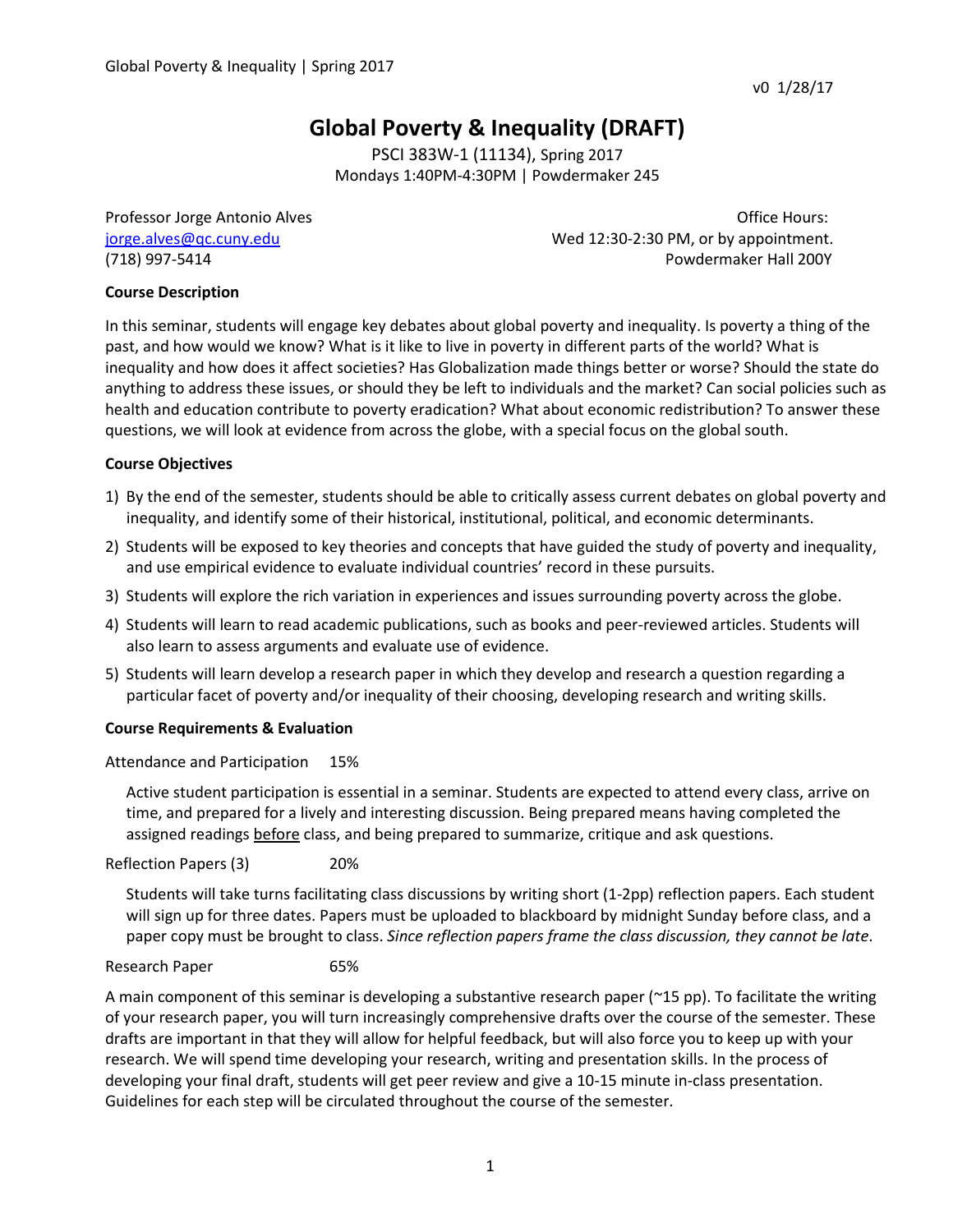v0 1/28/17

# Global Poverty & Inequality (DRAFT)

PSCI 383W-1 (11134), Spring 2017
Mondays 1:40PM-4:30PM | Powdermaker 245

Professor Jorge Antonio Alves
jorge.alves@qc.cuny.edu
(718) 997-5414

Office Hours:
Wed 12:30-2:30 PM, or by appointment.
Powdermaker Hall 200Y

**Course Description**

In this seminar, students will engage key debates about global poverty and inequality. Is poverty a thing of the past, and how would we know? What is it like to live in poverty in different parts of the world? What is inequality and how does it affect societies? Has Globalization made things better or worse? Should the state do anything to address these issues, or should they be left to individuals and the market? Can social policies such as health and education contribute to poverty eradication? What about economic redistribution? To answer these questions, we will look at evidence from across the globe, with a special focus on the global south.

**Course Objectives**

1) By the end of the semester, students should be able to critically assess current debates on global poverty and inequality, and identify some of their historical, institutional, political, and economic determinants.
2) Students will be exposed to key theories and concepts that have guided the study of poverty and inequality, and use empirical evidence to evaluate individual countries' record in these pursuits.
3) Students will explore the rich variation in experiences and issues surrounding poverty across the globe.
4) Students will learn to read academic publications, such as books and peer-reviewed articles. Students will also learn to assess arguments and evaluate use of evidence.
5) Students will learn develop a research paper in which they develop and research a question regarding a particular facet of poverty and/or inequality of their choosing, developing research and writing skills.

**Course Requirements & Evaluation**

Attendance and Participation 15%

Active student participation is essential in a seminar. Students are expected to attend every class, arrive on time, and prepared for a lively and interesting discussion. Being prepared means having completed the assigned readings before class, and being prepared to summarize, critique and ask questions.

Reflection Papers (3) 20%

Students will take turns facilitating class discussions by writing short (1-2pp) reflection papers. Each student will sign up for three dates. Papers must be uploaded to blackboard by midnight Sunday before class, and a paper copy must be brought to class. *Since reflection papers frame the class discussion, they cannot be late*.

Research Paper 65%

A main component of this seminar is developing a substantive research paper (~15 pp). To facilitate the writing of your research paper, you will turn increasingly comprehensive drafts over the course of the semester. These drafts are important in that they will allow for helpful feedback, but will also force you to keep up with your research. We will spend time developing your research, writing and presentation skills. In the process of developing your final draft, students will get peer review and give a 10-15 minute in-class presentation. Guidelines for each step will be circulated throughout the course of the semester.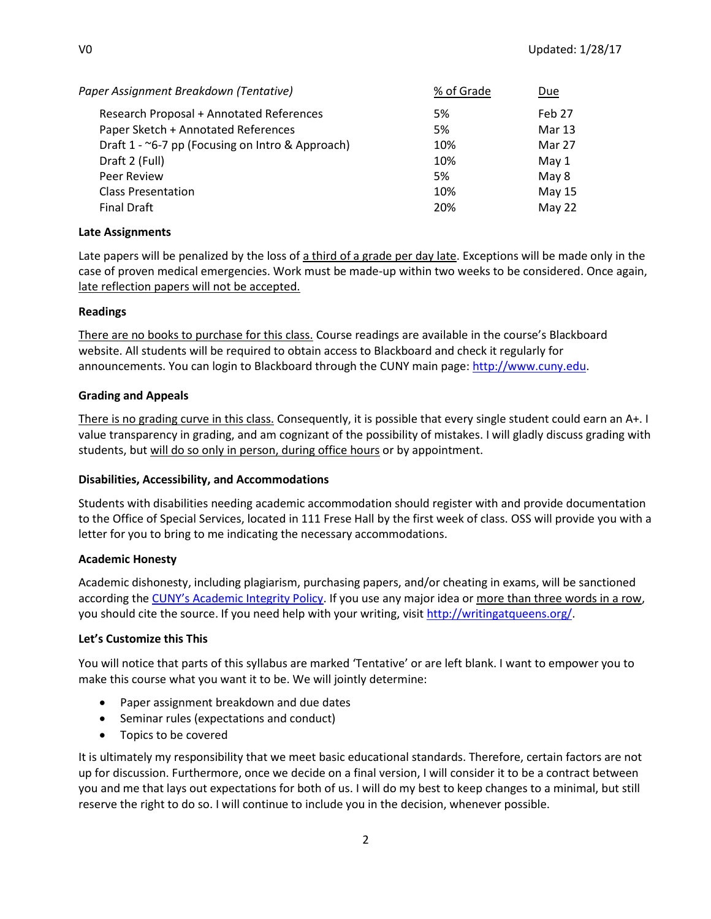| *Paper Assignment Breakdown (Tentative)* | % of Grade | Due |
| --- | --- | --- |
| Research Proposal + Annotated References | 5% | Feb 27 |
| Paper Sketch + Annotated References | 5% | Mar 13 |
| Draft 1 - ~6-7 pp (Focusing on Intro & Approach) | 10% | Mar 27 |
| Draft 2 (Full) | 10% | May 1 |
| Peer Review | 5% | May 8 |
| Class Presentation | 10% | May 15 |
| Final Draft | 20% | May 22 |

**Late Assignments**

Late papers will be penalized by the loss of a third of a grade per day late. Exceptions will be made only in the case of proven medical emergencies. Work must be made-up within two weeks to be considered. Once again, late reflection papers will not be accepted.

**Readings**

There are no books to purchase for this class. Course readings are available in the course's Blackboard website. All students will be required to obtain access to Blackboard and check it regularly for announcements. You can login to Blackboard through the CUNY main page: [http://www.cuny.edu](http://www.cuny.edu).

**Grading and Appeals**

There is no grading curve in this class. Consequently, it is possible that every single student could earn an A+. I value transparency in grading, and am cognizant of the possibility of mistakes. I will gladly discuss grading with students, but will do so only in person, during office hours or by appointment.

**Disabilities, Accessibility, and Accommodations**

Students with disabilities needing academic accommodation should register with and provide documentation to the Office of Special Services, located in 111 Frese Hall by the first week of class. OSS will provide you with a letter for you to bring to me indicating the necessary accommodations.

**Academic Honesty**

Academic dishonesty, including plagiarism, purchasing papers, and/or cheating in exams, will be sanctioned according the CUNY's Academic Integrity Policy. If you use any major idea or more than three words in a row, you should cite the source. If you need help with your writing, visit [http://writingatqueens.org/](http://writingatqueens.org/).

**Let's Customize this This**

You will notice that parts of this syllabus are marked 'Tentative' or are left blank. I want to empower you to make this course what you want it to be. We will jointly determine:

- Paper assignment breakdown and due dates
- Seminar rules (expectations and conduct)
- Topics to be covered

It is ultimately my responsibility that we meet basic educational standards. Therefore, certain factors are not up for discussion. Furthermore, once we decide on a final version, I will consider it to be a contract between you and me that lays out expectations for both of us. I will do my best to keep changes to a minimal, but still reserve the right to do so. I will continue to include you in the decision, whenever possible.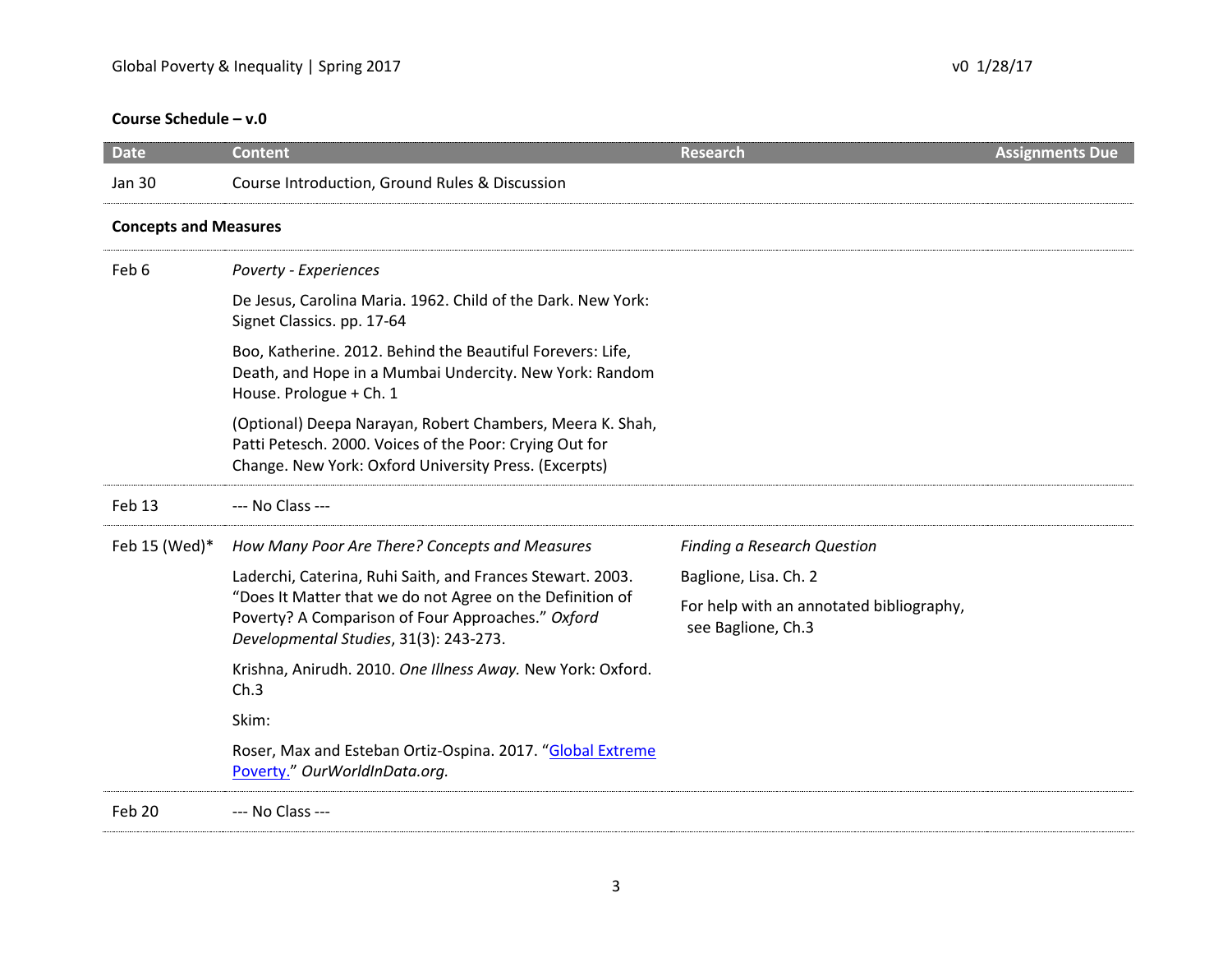**Course Schedule – v.0**

| Date | Content | Research | Assignments Due |
|---|---|---|---|
| Jan 30 | Course Introduction, Ground Rules & Discussion | | |
| **Concepts and Measures** | | | |
| Feb 6 | *Poverty - Experiences*<br><br>De Jesus, Carolina Maria. 1962. Child of the Dark. New York: Signet Classics. pp. 17-64<br><br>Boo, Katherine. 2012. Behind the Beautiful Forevers: Life, Death, and Hope in a Mumbai Undercity. New York: Random House. Prologue + Ch. 1<br><br>(Optional) Deepa Narayan, Robert Chambers, Meera K. Shah, Patti Petesch. 2000. Voices of the Poor: Crying Out for Change. New York: Oxford University Press. (Excerpts) | | |
| Feb 13 | --- No Class --- | | |
| Feb 15 (Wed)* | *How Many Poor Are There? Concepts and Measures*<br><br>Laderchi, Caterina, Ruhi Saith, and Frances Stewart. 2003. "Does It Matter that we do not Agree on the Definition of Poverty? A Comparison of Four Approaches." *Oxford Developmental Studies*, 31(3): 243-273.<br><br>Krishna, Anirudh. 2010. *One Illness Away.* New York: Oxford. Ch.3<br><br>Skim:<br><br>Roser, Max and Esteban Ortiz-Ospina. 2017. "Global Extreme Poverty." *OurWorldInData.org.* | *Finding a Research Question*<br><br>Baglione, Lisa. Ch. 2<br><br>For help with an annotated bibliography, see Baglione, Ch.3 | |
| Feb 20 | --- No Class --- | | |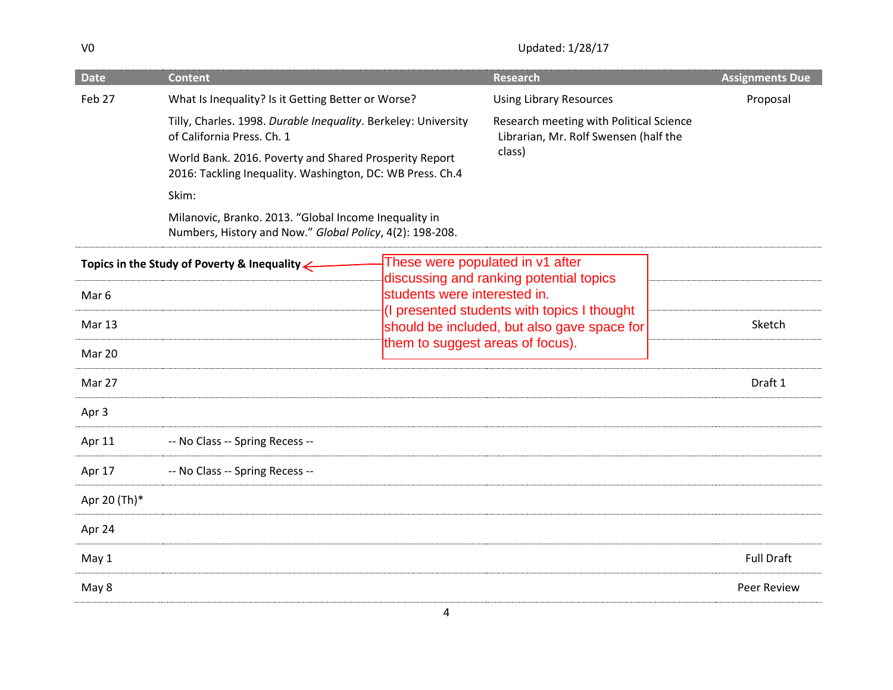V0 Updated: 1/28/17

| Date | Content | Research | Assignments Due |
| --- | --- | --- | --- |
| Feb 27 | What Is Inequality? Is it Getting Better or Worse?<br><br>Tilly, Charles. 1998. *Durable Inequality*. Berkeley: University of California Press. Ch. 1<br><br>World Bank. 2016. Poverty and Shared Prosperity Report 2016: Tackling Inequality. Washington, DC: WB Press. Ch.4<br><br>Skim:<br><br>Milanovic, Branko. 2013. "Global Income Inequality in Numbers, History and Now." *Global Policy*, 4(2): 198-208. | Using Library Resources<br><br>Research meeting with Political Science Librarian, Mr. Rolf Swensen (half the class) | Proposal |
| **Topics in the Study of Poverty & Inequality** | | | |
| Mar 6 | | | |
| Mar 13 | | | Sketch |
| Mar 20 | | | |
| Mar 27 | | | Draft 1 |
| Apr 3 | | | |
| Apr 11 | -- No Class -- Spring Recess -- | | |
| Apr 17 | -- No Class -- Spring Recess -- | | |
| Apr 20 (Th)* | | | |
| Apr 24 | | | |
| May 1 | | | Full Draft |
| May 8 | | | Peer Review |

These were populated in v1 after discussing and ranking potential topics students were interested in. (I presented students with topics I thought should be included, but also gave space for them to suggest areas of focus).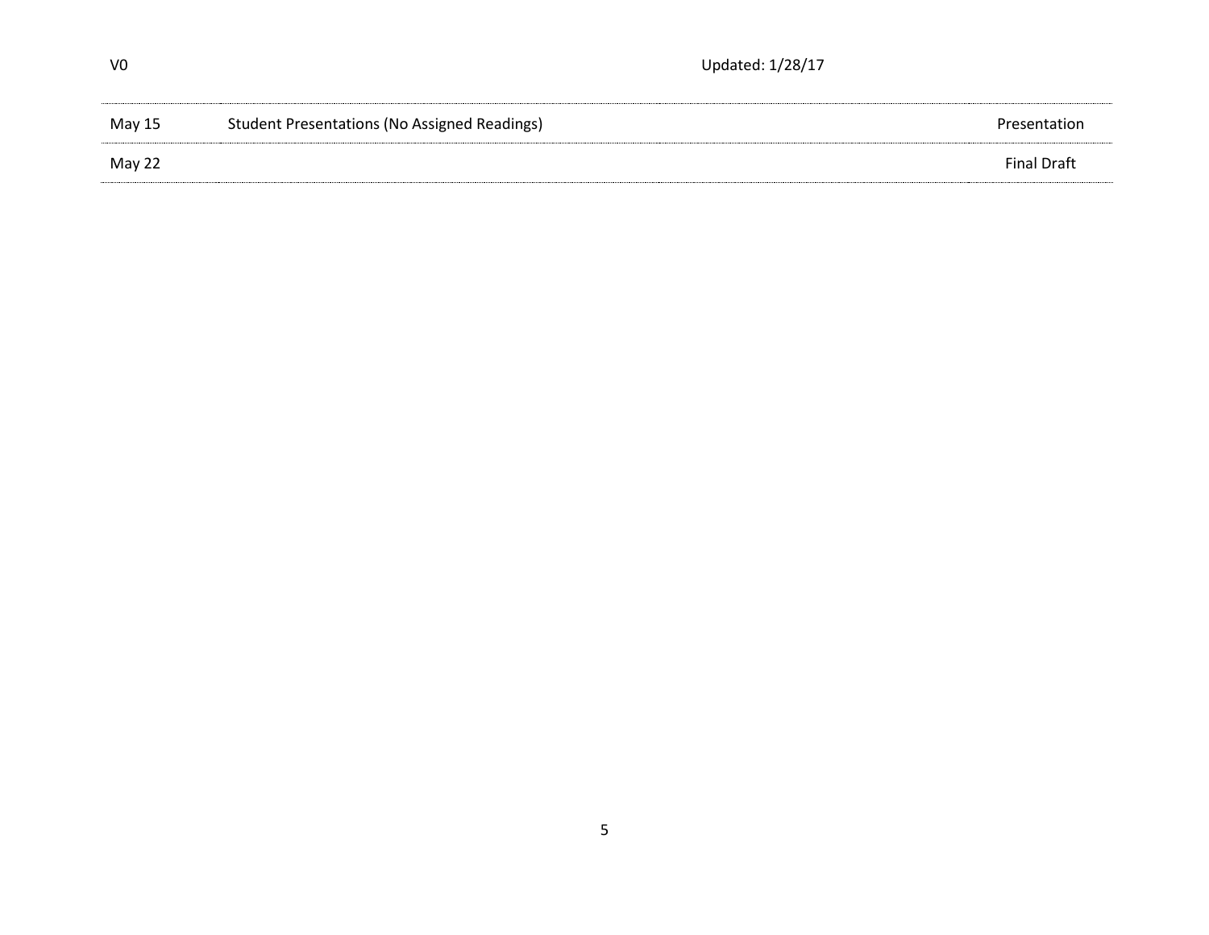| | | |
|---|---|---|
| May 15 | Student Presentations (No Assigned Readings) | Presentation |
| May 22 | | Final Draft |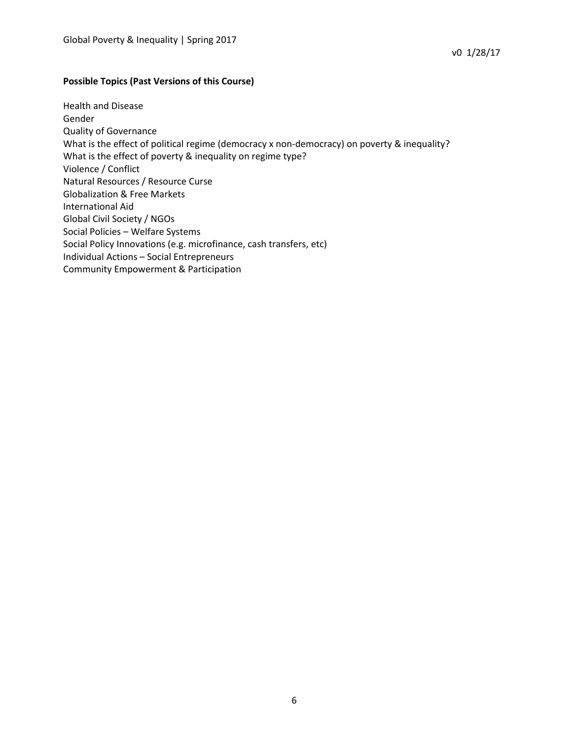**Possible Topics (Past Versions of this Course)**

Health and Disease
Gender
Quality of Governance
What is the effect of political regime (democracy x non-democracy) on poverty & inequality?
What is the effect of poverty & inequality on regime type?
Violence / Conflict
Natural Resources / Resource Curse
Globalization & Free Markets
International Aid
Global Civil Society / NGOs
Social Policies – Welfare Systems
Social Policy Innovations (e.g. microfinance, cash transfers, etc)
Individual Actions – Social Entrepreneurs
Community Empowerment & Participation